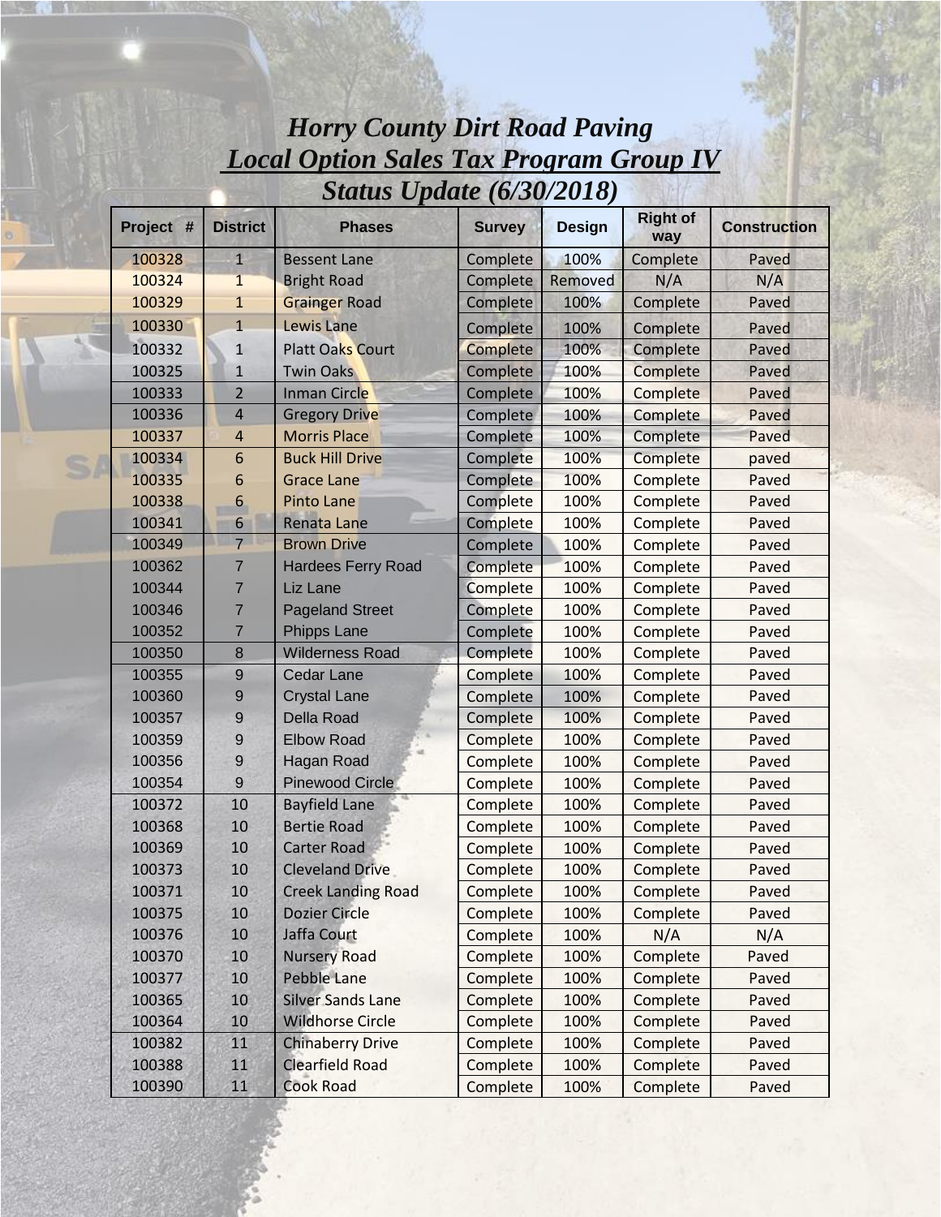# *Horry County Dirt Road Paving*
## *Local Option Sales Tax Program Group IV*
### *Status Update (6/30/2018)*

| Project # | District | Phases | Survey | Design | Right of way | Construction |
|---|---|---|---|---|---|---|
| 100328 | 1 | Bessent Lane | Complete | 100% | Complete | Paved |
| 100324 | 1 | Bright Road | Complete | Removed | N/A | N/A |
| 100329 | 1 | Grainger Road | Complete | 100% | Complete | Paved |
| 100330 | 1 | Lewis Lane | Complete | 100% | Complete | Paved |
| 100332 | 1 | Platt Oaks Court | Complete | 100% | Complete | Paved |
| 100325 | 1 | Twin Oaks | Complete | 100% | Complete | Paved |
| 100333 | 2 | Inman Circle | Complete | 100% | Complete | Paved |
| 100336 | 4 | Gregory Drive | Complete | 100% | Complete | Paved |
| 100337 | 4 | Morris Place | Complete | 100% | Complete | Paved |
| 100334 | 6 | Buck Hill Drive | Complete | 100% | Complete | paved |
| 100335 | 6 | Grace Lane | Complete | 100% | Complete | Paved |
| 100338 | 6 | Pinto Lane | Complete | 100% | Complete | Paved |
| 100341 | 6 | Renata Lane | Complete | 100% | Complete | Paved |
| 100349 | 7 | Brown Drive | Complete | 100% | Complete | Paved |
| 100362 | 7 | Hardees Ferry Road | Complete | 100% | Complete | Paved |
| 100344 | 7 | Liz Lane | Complete | 100% | Complete | Paved |
| 100346 | 7 | Pageland Street | Complete | 100% | Complete | Paved |
| 100352 | 7 | Phipps Lane | Complete | 100% | Complete | Paved |
| 100350 | 8 | Wilderness Road | Complete | 100% | Complete | Paved |
| 100355 | 9 | Cedar Lane | Complete | 100% | Complete | Paved |
| 100360 | 9 | Crystal Lane | Complete | 100% | Complete | Paved |
| 100357 | 9 | Della Road | Complete | 100% | Complete | Paved |
| 100359 | 9 | Elbow Road | Complete | 100% | Complete | Paved |
| 100356 | 9 | Hagan Road | Complete | 100% | Complete | Paved |
| 100354 | 9 | Pinewood Circle | Complete | 100% | Complete | Paved |
| 100372 | 10 | Bayfield Lane | Complete | 100% | Complete | Paved |
| 100368 | 10 | Bertie Road | Complete | 100% | Complete | Paved |
| 100369 | 10 | Carter Road | Complete | 100% | Complete | Paved |
| 100373 | 10 | Cleveland Drive | Complete | 100% | Complete | Paved |
| 100371 | 10 | Creek Landing Road | Complete | 100% | Complete | Paved |
| 100375 | 10 | Dozier Circle | Complete | 100% | Complete | Paved |
| 100376 | 10 | Jaffa Court | Complete | 100% | N/A | N/A |
| 100370 | 10 | Nursery Road | Complete | 100% | Complete | Paved |
| 100377 | 10 | Pebble Lane | Complete | 100% | Complete | Paved |
| 100365 | 10 | Silver Sands Lane | Complete | 100% | Complete | Paved |
| 100364 | 10 | Wildhorse Circle | Complete | 100% | Complete | Paved |
| 100382 | 11 | Chinaberry Drive | Complete | 100% | Complete | Paved |
| 100388 | 11 | Clearfield Road | Complete | 100% | Complete | Paved |
| 100390 | 11 | Cook Road | Complete | 100% | Complete | Paved |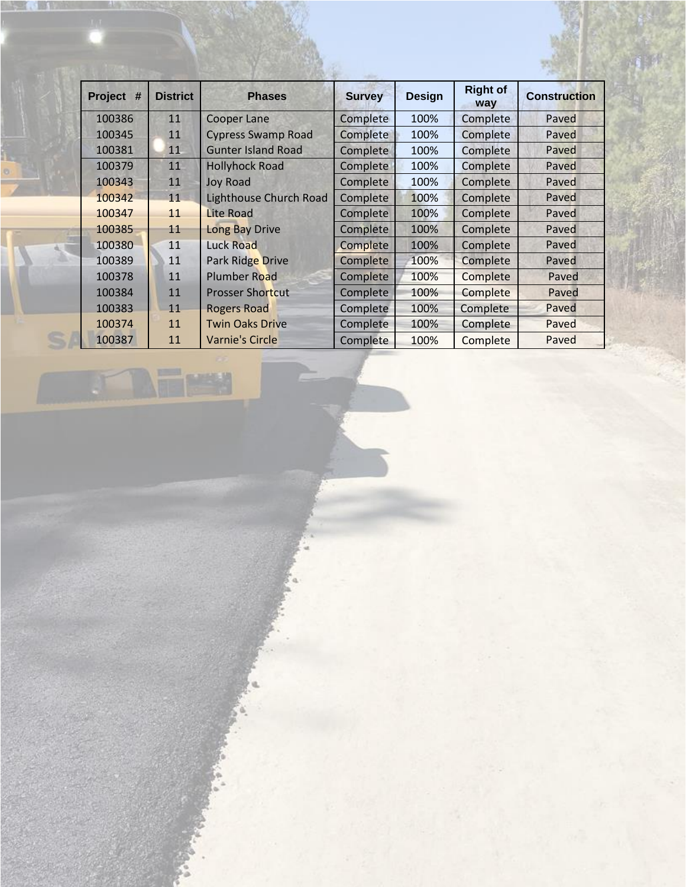| Project # | District | Phases | Survey | Design | Right of way | Construction |
|---|---|---|---|---|---|---|
| 100386 | 11 | Cooper Lane | Complete | 100% | Complete | Paved |
| 100345 | 11 | Cypress Swamp Road | Complete | 100% | Complete | Paved |
| 100381 | 11 | Gunter Island Road | Complete | 100% | Complete | Paved |
| 100379 | 11 | Hollyhock Road | Complete | 100% | Complete | Paved |
| 100343 | 11 | Joy Road | Complete | 100% | Complete | Paved |
| 100342 | 11 | Lighthouse Church Road | Complete | 100% | Complete | Paved |
| 100347 | 11 | Lite Road | Complete | 100% | Complete | Paved |
| 100385 | 11 | Long Bay Drive | Complete | 100% | Complete | Paved |
| 100380 | 11 | Luck Road | Complete | 100% | Complete | Paved |
| 100389 | 11 | Park Ridge Drive | Complete | 100% | Complete | Paved |
| 100378 | 11 | Plumber Road | Complete | 100% | Complete | Paved |
| 100384 | 11 | Prosser Shortcut | Complete | 100% | Complete | Paved |
| 100383 | 11 | Rogers Road | Complete | 100% | Complete | Paved |
| 100374 | 11 | Twin Oaks Drive | Complete | 100% | Complete | Paved |
| 100387 | 11 | Varnie's Circle | Complete | 100% | Complete | Paved |